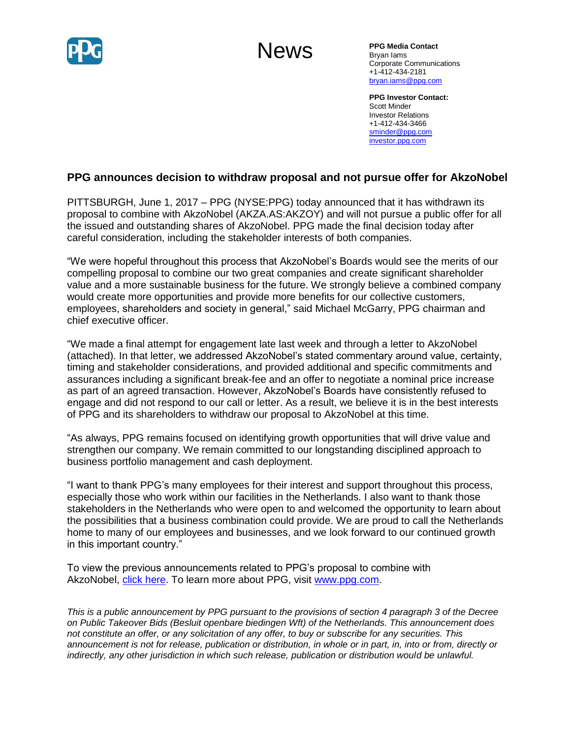# News

**PPG Media Contact**
Bryan Iams
Corporate Communications
+1-412-434-2181
bryan.iams@ppg.com

**PPG Investor Contact:**
Scott Minder
Investor Relations
+1-412-434-3466
sminder@ppg.com
investor.ppg.com

## PPG announces decision to withdraw proposal and not pursue offer for AkzoNobel

PITTSBURGH, June 1, 2017 – PPG (NYSE:PPG) today announced that it has withdrawn its proposal to combine with AkzoNobel (AKZA.AS:AKZOY) and will not pursue a public offer for all the issued and outstanding shares of AkzoNobel. PPG made the final decision today after careful consideration, including the stakeholder interests of both companies.

"We were hopeful throughout this process that AkzoNobel's Boards would see the merits of our compelling proposal to combine our two great companies and create significant shareholder value and a more sustainable business for the future. We strongly believe a combined company would create more opportunities and provide more benefits for our collective customers, employees, shareholders and society in general," said Michael McGarry, PPG chairman and chief executive officer.

"We made a final attempt for engagement late last week and through a letter to AkzoNobel (attached). In that letter, we addressed AkzoNobel's stated commentary around value, certainty, timing and stakeholder considerations, and provided additional and specific commitments and assurances including a significant break-fee and an offer to negotiate a nominal price increase as part of an agreed transaction. However, AkzoNobel's Boards have consistently refused to engage and did not respond to our call or letter. As a result, we believe it is in the best interests of PPG and its shareholders to withdraw our proposal to AkzoNobel at this time.

"As always, PPG remains focused on identifying growth opportunities that will drive value and strengthen our company. We remain committed to our longstanding disciplined approach to business portfolio management and cash deployment.

"I want to thank PPG's many employees for their interest and support throughout this process, especially those who work within our facilities in the Netherlands. I also want to thank those stakeholders in the Netherlands who were open to and welcomed the opportunity to learn about the possibilities that a business combination could provide. We are proud to call the Netherlands home to many of our employees and businesses, and we look forward to our continued growth in this important country."

To view the previous announcements related to PPG's proposal to combine with AkzoNobel, click here. To learn more about PPG, visit www.ppg.com.

*This is a public announcement by PPG pursuant to the provisions of section 4 paragraph 3 of the Decree on Public Takeover Bids (Besluit openbare biedingen Wft) of the Netherlands. This announcement does not constitute an offer, or any solicitation of any offer, to buy or subscribe for any securities. This announcement is not for release, publication or distribution, in whole or in part, in, into or from, directly or indirectly, any other jurisdiction in which such release, publication or distribution would be unlawful.*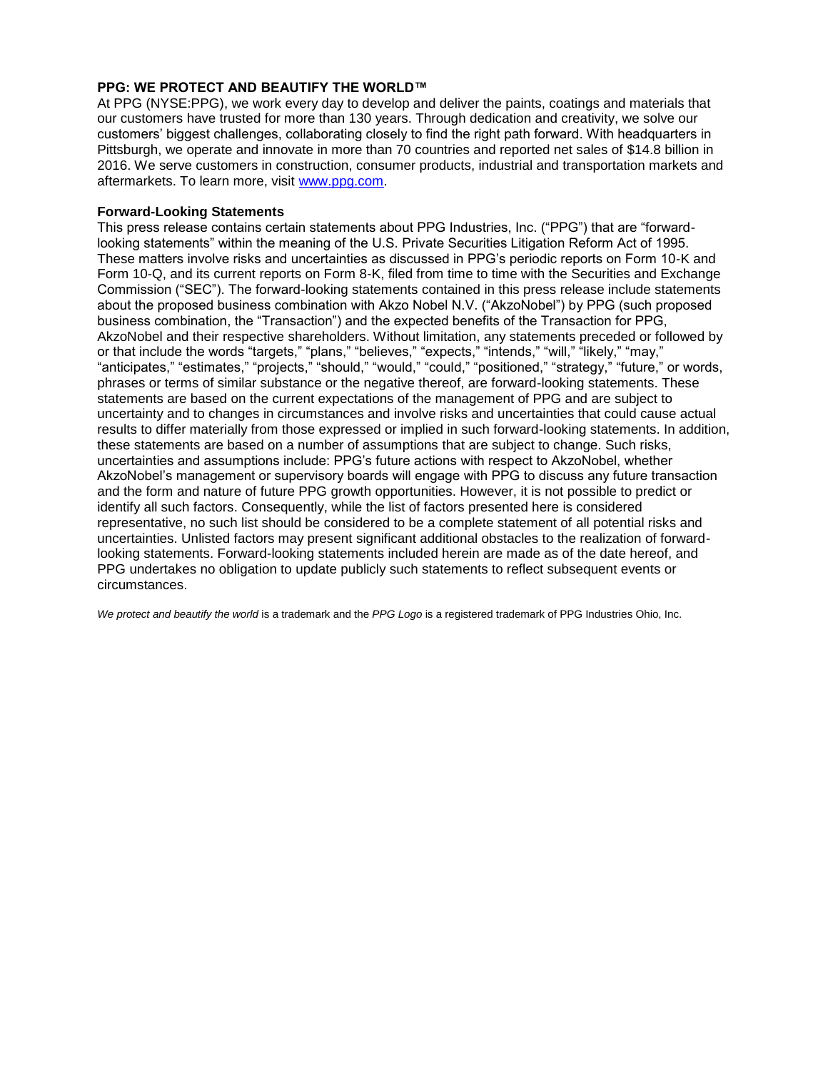**PPG: WE PROTECT AND BEAUTIFY THE WORLD™**

At PPG (NYSE:PPG), we work every day to develop and deliver the paints, coatings and materials that our customers have trusted for more than 130 years. Through dedication and creativity, we solve our customers' biggest challenges, collaborating closely to find the right path forward. With headquarters in Pittsburgh, we operate and innovate in more than 70 countries and reported net sales of $14.8 billion in 2016. We serve customers in construction, consumer products, industrial and transportation markets and aftermarkets. To learn more, visit www.ppg.com.

**Forward-Looking Statements**

This press release contains certain statements about PPG Industries, Inc. ("PPG") that are "forward-looking statements" within the meaning of the U.S. Private Securities Litigation Reform Act of 1995. These matters involve risks and uncertainties as discussed in PPG's periodic reports on Form 10-K and Form 10-Q, and its current reports on Form 8-K, filed from time to time with the Securities and Exchange Commission ("SEC"). The forward-looking statements contained in this press release include statements about the proposed business combination with Akzo Nobel N.V. ("AkzoNobel") by PPG (such proposed business combination, the "Transaction") and the expected benefits of the Transaction for PPG, AkzoNobel and their respective shareholders. Without limitation, any statements preceded or followed by or that include the words "targets," "plans," "believes," "expects," "intends," "will," "likely," "may," "anticipates," "estimates," "projects," "should," "would," "could," "positioned," "strategy," "future," or words, phrases or terms of similar substance or the negative thereof, are forward-looking statements. These statements are based on the current expectations of the management of PPG and are subject to uncertainty and to changes in circumstances and involve risks and uncertainties that could cause actual results to differ materially from those expressed or implied in such forward-looking statements. In addition, these statements are based on a number of assumptions that are subject to change. Such risks, uncertainties and assumptions include: PPG's future actions with respect to AkzoNobel, whether AkzoNobel's management or supervisory boards will engage with PPG to discuss any future transaction and the form and nature of future PPG growth opportunities. However, it is not possible to predict or identify all such factors. Consequently, while the list of factors presented here is considered representative, no such list should be considered to be a complete statement of all potential risks and uncertainties. Unlisted factors may present significant additional obstacles to the realization of forward-looking statements. Forward-looking statements included herein are made as of the date hereof, and PPG undertakes no obligation to update publicly such statements to reflect subsequent events or circumstances.

*We protect and beautify the world* is a trademark and the *PPG Logo* is a registered trademark of PPG Industries Ohio, Inc.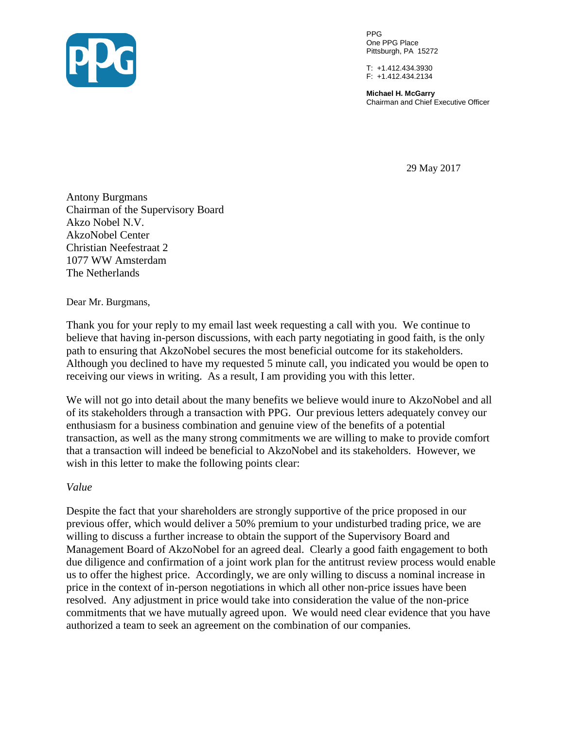PPG
One PPG Place
Pittsburgh, PA 15272

T: +1.412.434.3930
F: +1.412.434.2134

**Michael H. McGarry**
Chairman and Chief Executive Officer

29 May 2017

Antony Burgmans
Chairman of the Supervisory Board
Akzo Nobel N.V.
AkzoNobel Center
Christian Neefestraat 2
1077 WW Amsterdam
The Netherlands

Dear Mr. Burgmans,

Thank you for your reply to my email last week requesting a call with you. We continue to believe that having in-person discussions, with each party negotiating in good faith, is the only path to ensuring that AkzoNobel secures the most beneficial outcome for its stakeholders. Although you declined to have my requested 5 minute call, you indicated you would be open to receiving our views in writing. As a result, I am providing you with this letter.

We will not go into detail about the many benefits we believe would inure to AkzoNobel and all of its stakeholders through a transaction with PPG. Our previous letters adequately convey our enthusiasm for a business combination and genuine view of the benefits of a potential transaction, as well as the many strong commitments we are willing to make to provide comfort that a transaction will indeed be beneficial to AkzoNobel and its stakeholders. However, we wish in this letter to make the following points clear:

*Value*

Despite the fact that your shareholders are strongly supportive of the price proposed in our previous offer, which would deliver a 50% premium to your undisturbed trading price, we are willing to discuss a further increase to obtain the support of the Supervisory Board and Management Board of AkzoNobel for an agreed deal. Clearly a good faith engagement to both due diligence and confirmation of a joint work plan for the antitrust review process would enable us to offer the highest price. Accordingly, we are only willing to discuss a nominal increase in price in the context of in-person negotiations in which all other non-price issues have been resolved. Any adjustment in price would take into consideration the value of the non-price commitments that we have mutually agreed upon. We would need clear evidence that you have authorized a team to seek an agreement on the combination of our companies.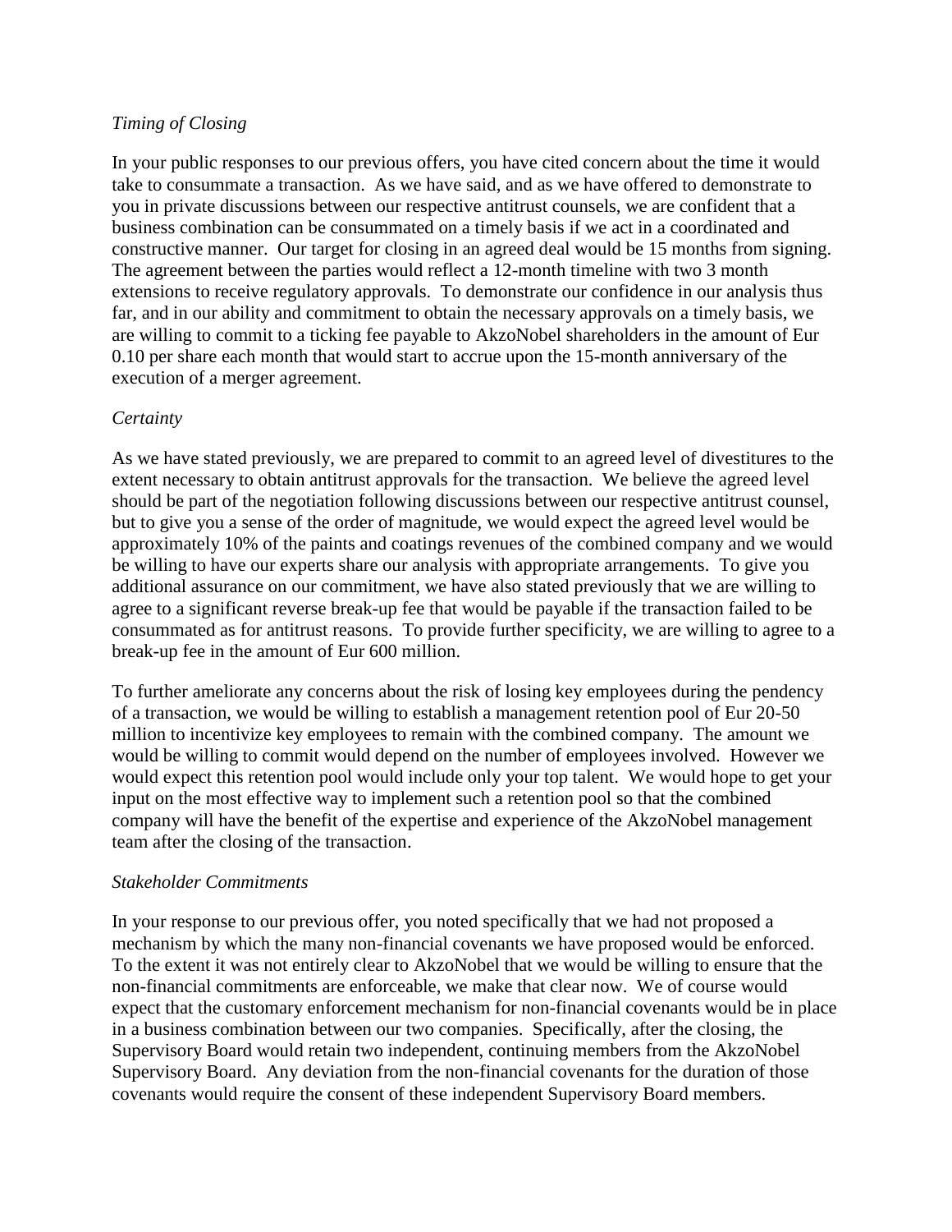*Timing of Closing*

In your public responses to our previous offers, you have cited concern about the time it would take to consummate a transaction. As we have said, and as we have offered to demonstrate to you in private discussions between our respective antitrust counsels, we are confident that a business combination can be consummated on a timely basis if we act in a coordinated and constructive manner. Our target for closing in an agreed deal would be 15 months from signing. The agreement between the parties would reflect a 12-month timeline with two 3 month extensions to receive regulatory approvals. To demonstrate our confidence in our analysis thus far, and in our ability and commitment to obtain the necessary approvals on a timely basis, we are willing to commit to a ticking fee payable to AkzoNobel shareholders in the amount of Eur 0.10 per share each month that would start to accrue upon the 15-month anniversary of the execution of a merger agreement.

*Certainty*

As we have stated previously, we are prepared to commit to an agreed level of divestitures to the extent necessary to obtain antitrust approvals for the transaction. We believe the agreed level should be part of the negotiation following discussions between our respective antitrust counsel, but to give you a sense of the order of magnitude, we would expect the agreed level would be approximately 10% of the paints and coatings revenues of the combined company and we would be willing to have our experts share our analysis with appropriate arrangements. To give you additional assurance on our commitment, we have also stated previously that we are willing to agree to a significant reverse break-up fee that would be payable if the transaction failed to be consummated as for antitrust reasons. To provide further specificity, we are willing to agree to a break-up fee in the amount of Eur 600 million.

To further ameliorate any concerns about the risk of losing key employees during the pendency of a transaction, we would be willing to establish a management retention pool of Eur 20-50 million to incentivize key employees to remain with the combined company. The amount we would be willing to commit would depend on the number of employees involved. However we would expect this retention pool would include only your top talent. We would hope to get your input on the most effective way to implement such a retention pool so that the combined company will have the benefit of the expertise and experience of the AkzoNobel management team after the closing of the transaction.

*Stakeholder Commitments*

In your response to our previous offer, you noted specifically that we had not proposed a mechanism by which the many non-financial covenants we have proposed would be enforced. To the extent it was not entirely clear to AkzoNobel that we would be willing to ensure that the non-financial commitments are enforceable, we make that clear now. We of course would expect that the customary enforcement mechanism for non-financial covenants would be in place in a business combination between our two companies. Specifically, after the closing, the Supervisory Board would retain two independent, continuing members from the AkzoNobel Supervisory Board. Any deviation from the non-financial covenants for the duration of those covenants would require the consent of these independent Supervisory Board members.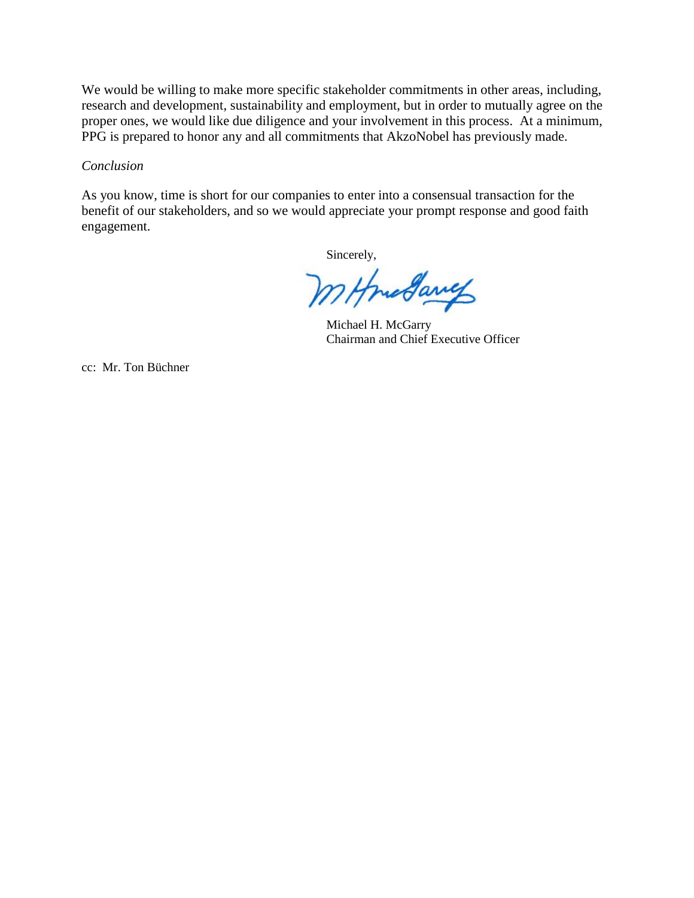We would be willing to make more specific stakeholder commitments in other areas, including, research and development, sustainability and employment, but in order to mutually agree on the proper ones, we would like due diligence and your involvement in this process. At a minimum, PPG is prepared to honor any and all commitments that AkzoNobel has previously made.

*Conclusion*

As you know, time is short for our companies to enter into a consensual transaction for the benefit of our stakeholders, and so we would appreciate your prompt response and good faith engagement.

Sincerely,

Michael H. McGarry
Chairman and Chief Executive Officer

cc: Mr. Ton Büchner